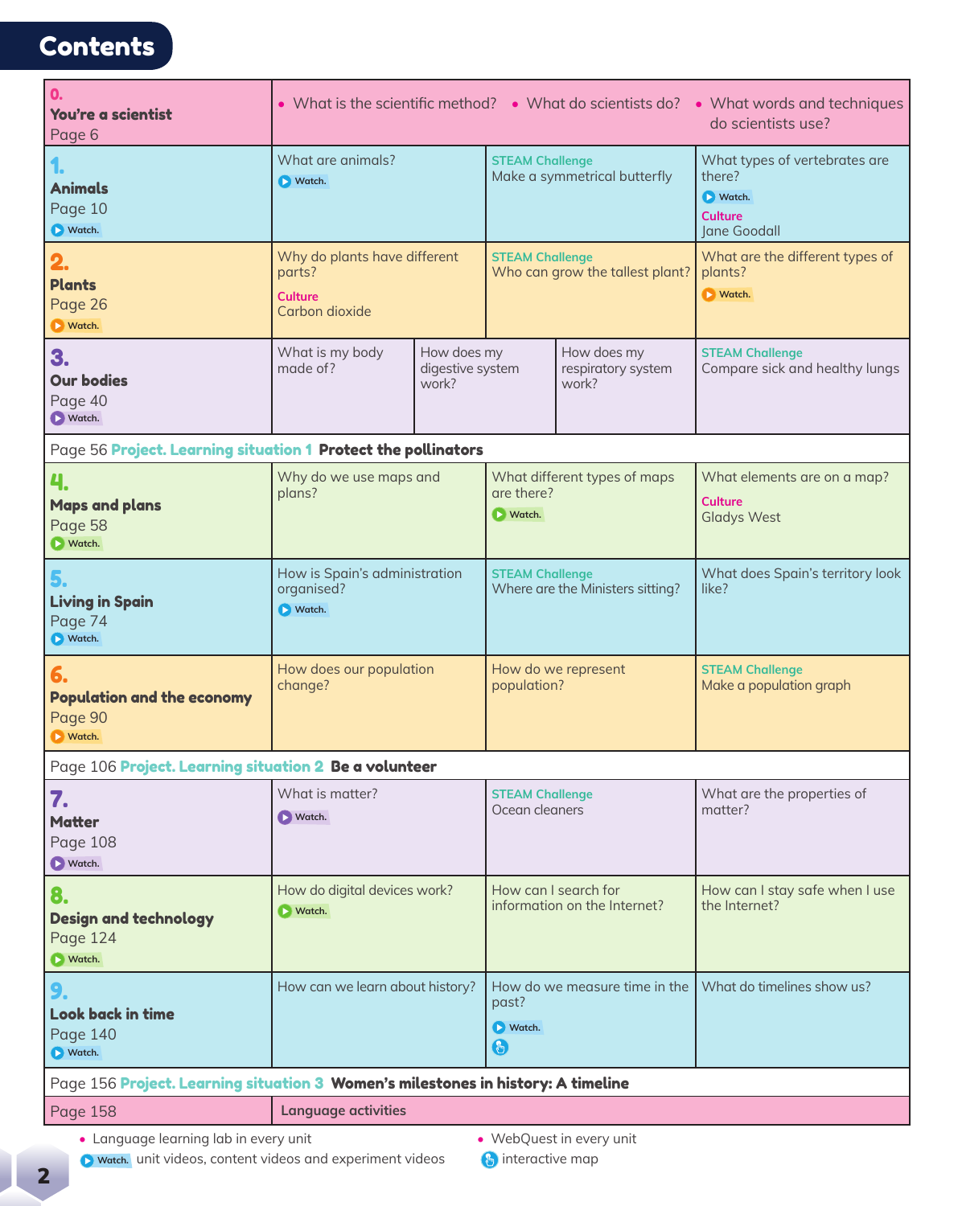# Contents

| Unit | | | | |
|---|---|---|---|---|
| **0. You're a scientist** Page 6 | • What is the scientific method? • What do scientists do? • What words and techniques do scientists use? | | | |
| **1. Animals** Page 10 Watch. | What are animals? Watch. | STEAM Challenge Make a symmetrical butterfly | | What types of vertebrates are there? Watch. Culture Jane Goodall |
| **2. Plants** Page 26 Watch. | Why do plants have different parts? Culture Carbon dioxide | STEAM Challenge Who can grow the tallest plant? | | What are the different types of plants? Watch. |
| **3. Our bodies** Page 40 Watch. | What is my body made of? | How does my digestive system work? | How does my respiratory system work? | STEAM Challenge Compare sick and healthy lungs |
| Page 56 **Project. Learning situation 1 Protect the pollinators** | | | | |
| **4. Maps and plans** Page 58 Watch. | Why do we use maps and plans? | What different types of maps are there? Watch. | | What elements are on a map? Culture Gladys West |
| **5. Living in Spain** Page 74 Watch. | How is Spain's administration organised? Watch. | STEAM Challenge Where are the Ministers sitting? | | What does Spain's territory look like? |
| **6. Population and the economy** Page 90 Watch. | How does our population change? | How do we represent population? | | STEAM Challenge Make a population graph |
| Page 106 **Project. Learning situation 2 Be a volunteer** | | | | |
| **7. Matter** Page 108 Watch. | What is matter? Watch. | STEAM Challenge Ocean cleaners | | What are the properties of matter? |
| **8. Design and technology** Page 124 Watch. | How do digital devices work? Watch. | How can I search for information on the Internet? | | How can I stay safe when I use the Internet? |
| **9. Look back in time** Page 140 Watch. | How can we learn about history? | How do we measure time in the past? Watch. (interactive map) | | What do timelines show us? |
| Page 156 **Project. Learning situation 3 Women's milestones in history: A timeline** | | | | |
| Page 158 | **Language activities** | | | |

- Language learning lab in every unit
- Watch. unit videos, content videos and experiment videos
- WebQuest in every unit
- interactive map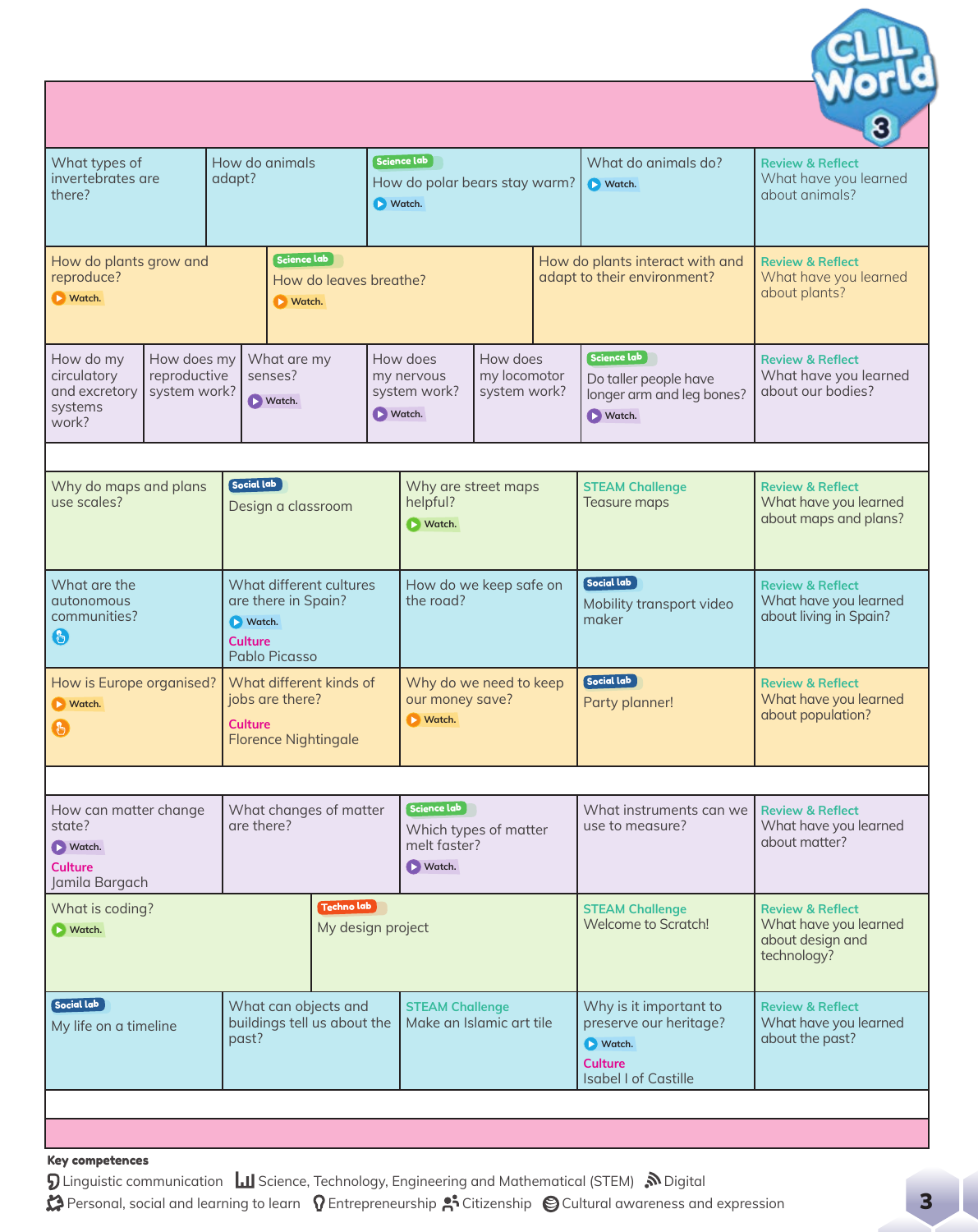| | | | | |
|---|---|---|---|---|
| What types of invertebrates are there? | How do animals adapt? | Science lab<br>How do polar bears stay warm?<br>Watch. | What do animals do?<br>Watch. | Review & Reflect<br>What have you learned about animals? |
| How do plants grow and reproduce?<br>Watch. | Science lab<br>How do leaves breathe?<br>Watch. | How do plants interact with and adapt to their environment? | | Review & Reflect<br>What have you learned about plants? |
| How do my circulatory and excretory systems work? / How does my reproductive system work? | What are my senses?<br>Watch. | How does my nervous system work?<br>Watch. / How does my locomotor system work? | Science lab<br>Do taller people have longer arm and leg bones?<br>Watch. | Review & Reflect<br>What have you learned about our bodies? |
| Why do maps and plans use scales? | Social lab<br>Design a classroom | Why are street maps helpful?<br>Watch. | STEAM Challenge<br>Teasure maps | Review & Reflect<br>What have you learned about maps and plans? |
| What are the autonomous communities? | What different cultures are there in Spain?<br>Watch.<br>Culture<br>Pablo Picasso | How do we keep safe on the road? | Social lab<br>Mobility transport video maker | Review & Reflect<br>What have you learned about living in Spain? |
| How is Europe organised?<br>Watch. | What different kinds of jobs are there?<br>Culture<br>Florence Nightingale | Why do we need to keep our money save?<br>Watch. | Social lab<br>Party planner! | Review & Reflect<br>What have you learned about population? |
| How can matter change state?<br>Watch.<br>Culture<br>Jamila Bargach | What changes of matter are there? | Science lab<br>Which types of matter melt faster?<br>Watch. | What instruments can we use to measure? | Review & Reflect<br>What have you learned about matter? |
| What is coding?<br>Watch. | Techno lab<br>My design project | | STEAM Challenge<br>Welcome to Scratch! | Review & Reflect<br>What have you learned about design and technology? |
| Social lab<br>My life on a timeline | What can objects and buildings tell us about the past? | STEAM Challenge<br>Make an Islamic art tile | Why is it important to preserve our heritage?<br>Watch.<br>Culture<br>Isabel I of Castille | Review & Reflect<br>What have you learned about the past? |

**Key competences**

Linguistic communication · Science, Technology, Engineering and Mathematical (STEM) · Digital · Personal, social and learning to learn · Entrepreneurship · Citizenship · Cultural awareness and expression